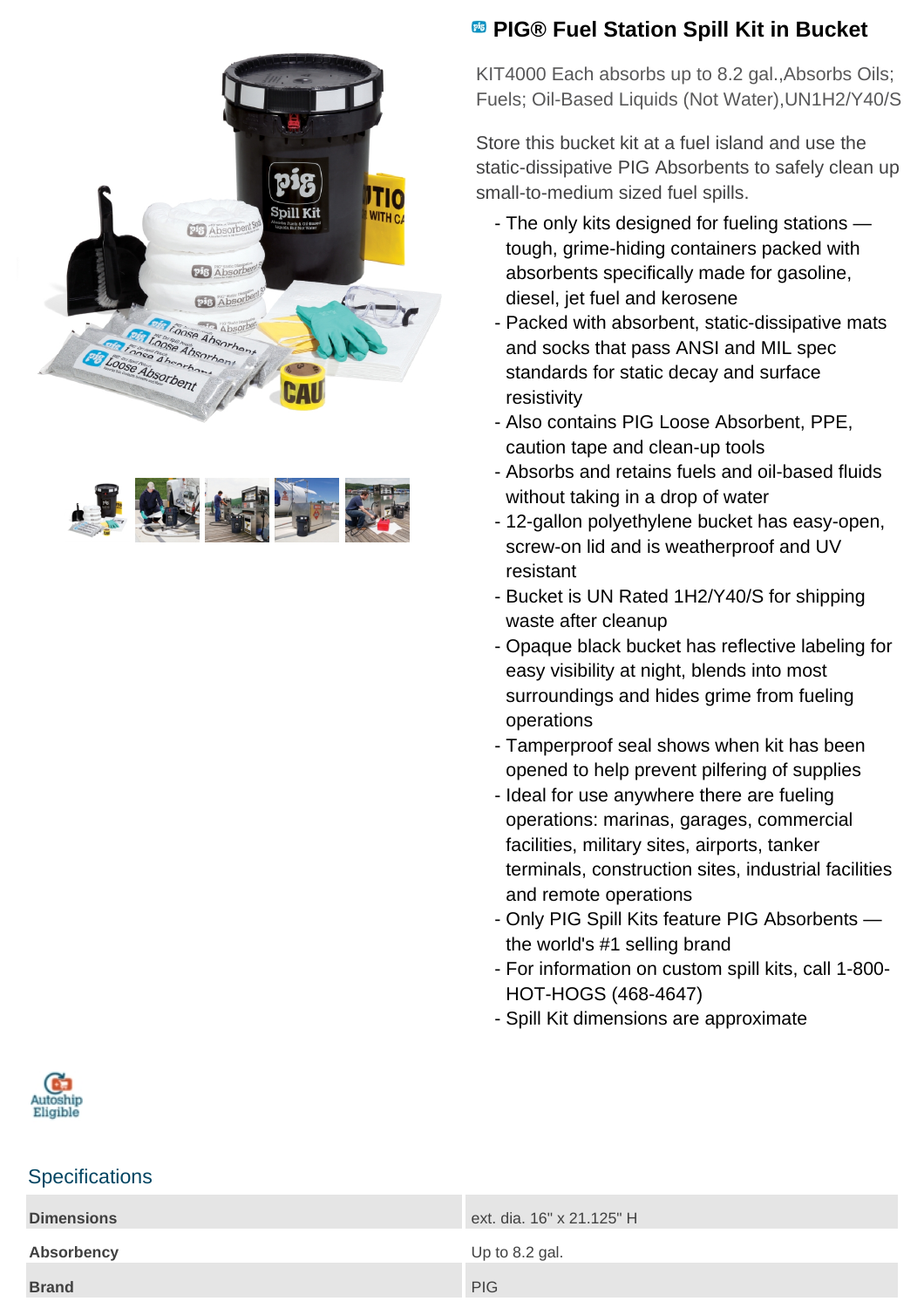# PIG® Fuel Station Spill Kit in Bucket

KIT4000 Each absorbs up to 8.2 gal.,Absorbs Oils; Fuels; Oil-Based Liquids (Not Water),UN1H2/Y40/S

Store this bucket kit at a fuel island and use the static-dissipative PIG Absorbents to safely clean up small-to-medium sized fuel spills.

- The only kits designed for fueling stations — tough, grime-hiding containers packed with absorbents specifically made for gasoline, diesel, jet fuel and kerosene
- Packed with absorbent, static-dissipative mats and socks that pass ANSI and MIL spec standards for static decay and surface resistivity
- Also contains PIG Loose Absorbent, PPE, caution tape and clean-up tools
- Absorbs and retains fuels and oil-based fluids without taking in a drop of water
- 12-gallon polyethylene bucket has easy-open, screw-on lid and is weatherproof and UV resistant
- Bucket is UN Rated 1H2/Y40/S for shipping waste after cleanup
- Opaque black bucket has reflective labeling for easy visibility at night, blends into most surroundings and hides grime from fueling operations
- Tamperproof seal shows when kit has been opened to help prevent pilfering of supplies
- Ideal for use anywhere there are fueling operations: marinas, garages, commercial facilities, military sites, airports, tanker terminals, construction sites, industrial facilities and remote operations
- Only PIG Spill Kits feature PIG Absorbents — the world's #1 selling brand
- For information on custom spill kits, call 1-800-HOT-HOGS (468-4647)
- Spill Kit dimensions are approximate

Autoship Eligible

## Specifications

| | |
|---|---|
| **Dimensions** | ext. dia. 16" x 21.125" H |
| **Absorbency** | Up to 8.2 gal. |
| **Brand** | PIG |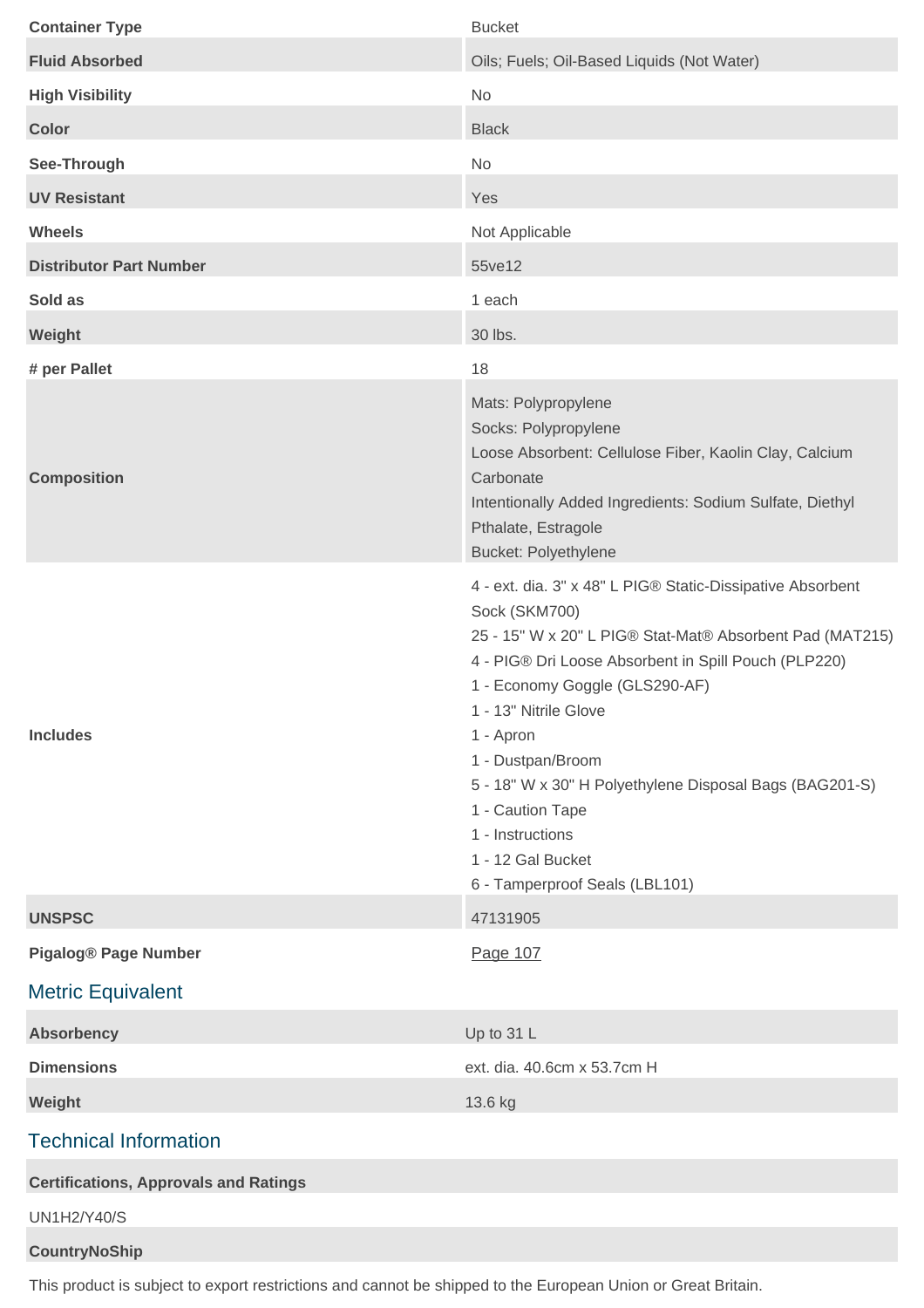| | |
|---|---|
| **Container Type** | Bucket |
| **Fluid Absorbed** | Oils; Fuels; Oil-Based Liquids (Not Water) |
| **High Visibility** | No |
| **Color** | Black |
| **See-Through** | No |
| **UV Resistant** | Yes |
| **Wheels** | Not Applicable |
| **Distributor Part Number** | 55ve12 |
| **Sold as** | 1 each |
| **Weight** | 30 lbs. |
| **# per Pallet** | 18 |
| **Composition** | Mats: Polypropylene<br>Socks: Polypropylene<br>Loose Absorbent: Cellulose Fiber, Kaolin Clay, Calcium Carbonate<br>Intentionally Added Ingredients: Sodium Sulfate, Diethyl Pthalate, Estragole<br>Bucket: Polyethylene |
| **Includes** | 4 - ext. dia. 3" x 48" L PIG® Static-Dissipative Absorbent Sock (SKM700)<br>25 - 15" W x 20" L PIG® Stat-Mat® Absorbent Pad (MAT215)<br>4 - PIG® Dri Loose Absorbent in Spill Pouch (PLP220)<br>1 - Economy Goggle (GLS290-AF)<br>1 - 13" Nitrile Glove<br>1 - Apron<br>1 - Dustpan/Broom<br>5 - 18" W x 30" H Polyethylene Disposal Bags (BAG201-S)<br>1 - Caution Tape<br>1 - Instructions<br>1 - 12 Gal Bucket<br>6 - Tamperproof Seals (LBL101) |
| **UNSPSC** | 47131905 |
| **Pigalog® Page Number** | Page 107 |

## Metric Equivalent

| | |
|---|---|
| **Absorbency** | Up to 31 L |
| **Dimensions** | ext. dia. 40.6cm x 53.7cm H |
| **Weight** | 13.6 kg |

## Technical Information

**Certifications, Approvals and Ratings**

UN1H2/Y40/S

**CountryNoShip**

This product is subject to export restrictions and cannot be shipped to the European Union or Great Britain.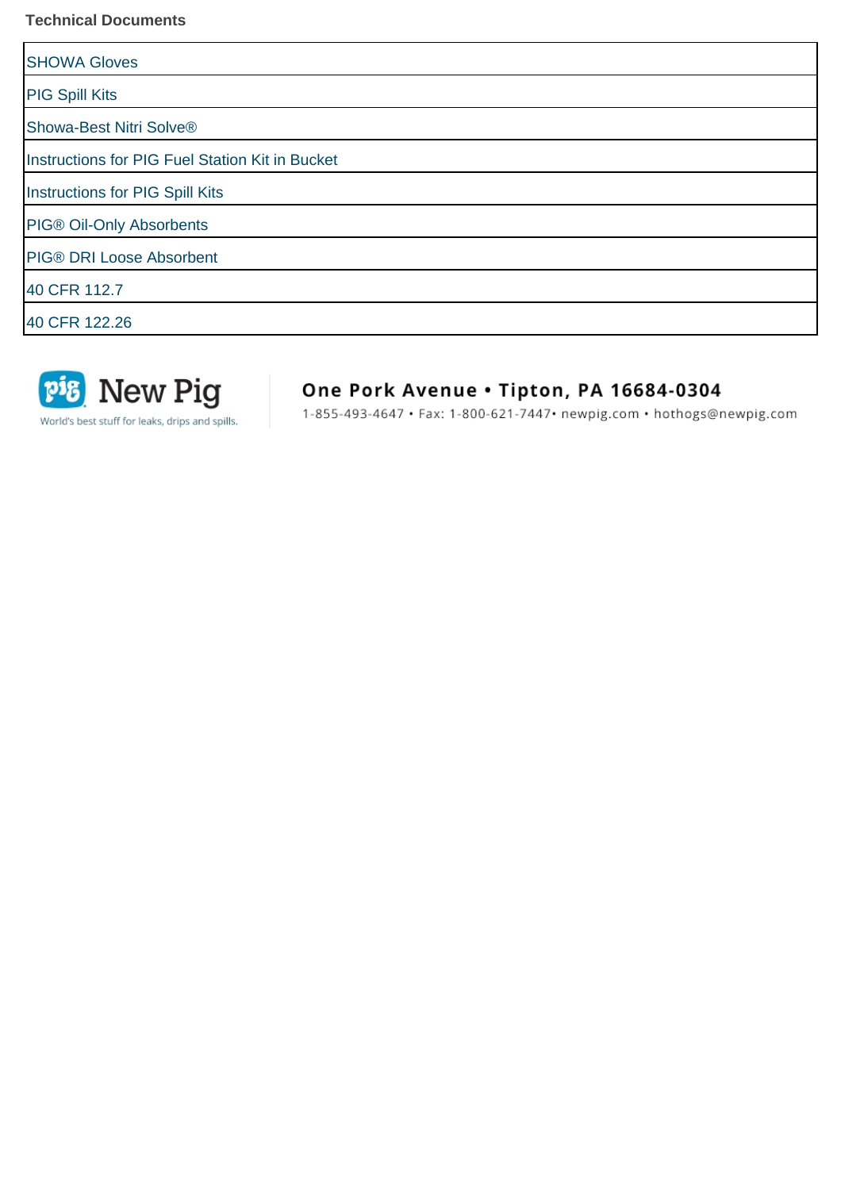**Technical Documents**

| |
|---|
| SHOWA Gloves |
| PIG Spill Kits |
| Showa-Best Nitri Solve® |
| Instructions for PIG Fuel Station Kit in Bucket |
| Instructions for PIG Spill Kits |
| PIG® Oil-Only Absorbents |
| PIG® DRI Loose Absorbent |
| 40 CFR 112.7 |
| 40 CFR 122.26 |

New Pig

World's best stuff for leaks, drips and spills.

**One Pork Avenue • Tipton, PA 16684-0304**

1-855-493-4647 • Fax: 1-800-621-7447• newpig.com • hothogs@newpig.com